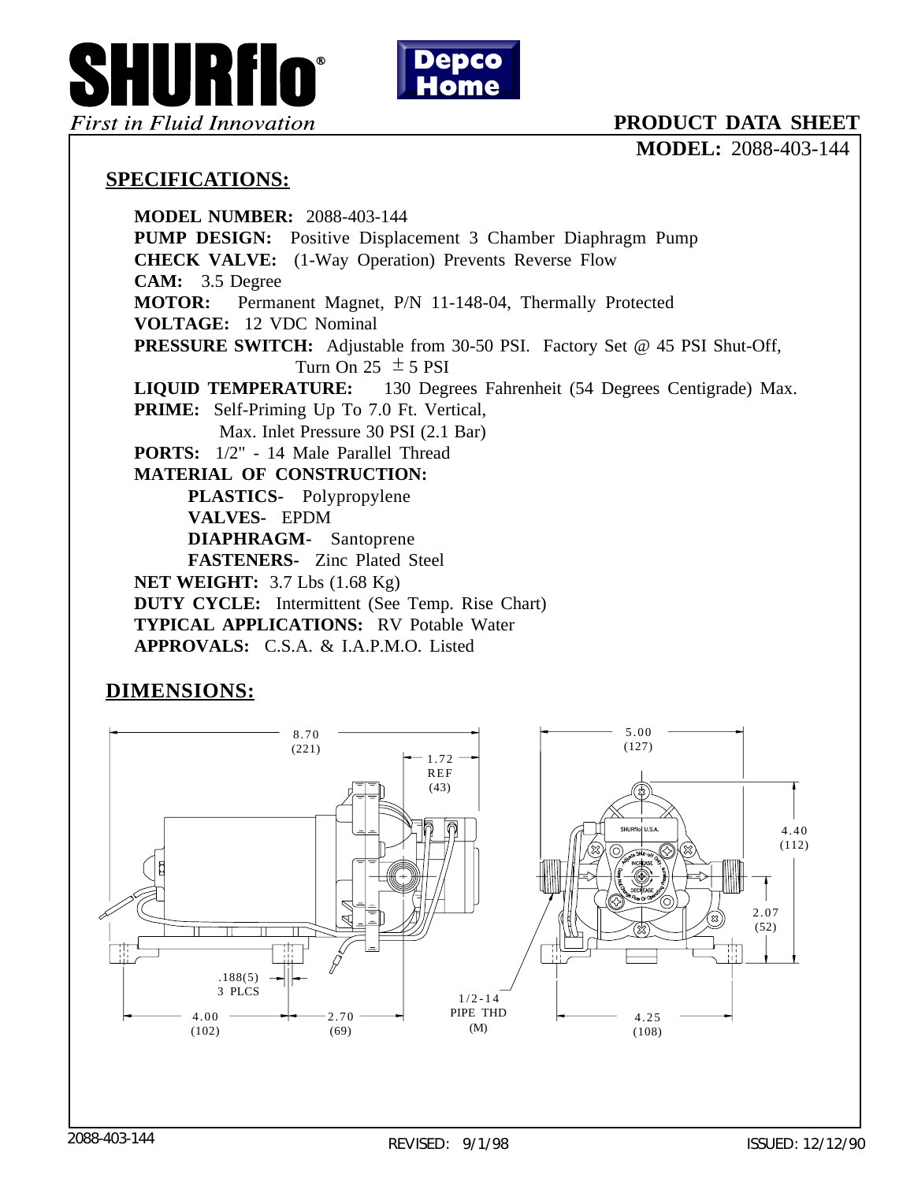**SHURflo®** *First in Fluid Innovation*

**Depco Home**

# PRODUCT DATA SHEET

**MODEL:** 2088-403-144

## SPECIFICATIONS:

**MODEL NUMBER:** 2088-403-144
**PUMP DESIGN:** Positive Displacement 3 Chamber Diaphragm Pump
**CHECK VALVE:** (1-Way Operation) Prevents Reverse Flow
**CAM:** 3.5 Degree
**MOTOR:** Permanent Magnet, P/N 11-148-04, Thermally Protected
**VOLTAGE:** 12 VDC Nominal
**PRESSURE SWITCH:** Adjustable from 30-50 PSI. Factory Set @ 45 PSI Shut-Off, Turn On 25 ± 5 PSI
**LIQUID TEMPERATURE:** 130 Degrees Fahrenheit (54 Degrees Centigrade) Max.
**PRIME:** Self-Priming Up To 7.0 Ft. Vertical, Max. Inlet Pressure 30 PSI (2.1 Bar)
**PORTS:** 1/2" - 14 Male Parallel Thread
**MATERIAL OF CONSTRUCTION:**

- **PLASTICS-** Polypropylene
- **VALVES-** EPDM
- **DIAPHRAGM-** Santoprene
- **FASTENERS-** Zinc Plated Steel

**NET WEIGHT:** 3.7 Lbs (1.68 Kg)
**DUTY CYCLE:** Intermittent (See Temp. Rise Chart)
**TYPICAL APPLICATIONS:** RV Potable Water
**APPROVALS:** C.S.A. & I.A.P.M.O. Listed

## DIMENSIONS:

8.70 (221)
1.72 REF (43)
.188(5) 3 PLCS
4.00 (102)
2.70 (69)
1/2-14 PIPE THD (M)
5.00 (127)
4.40 (112)
2.07 (52)
4.25 (108)

2088-403-144 REVISED: 9/1/98 ISSUED: 12/12/90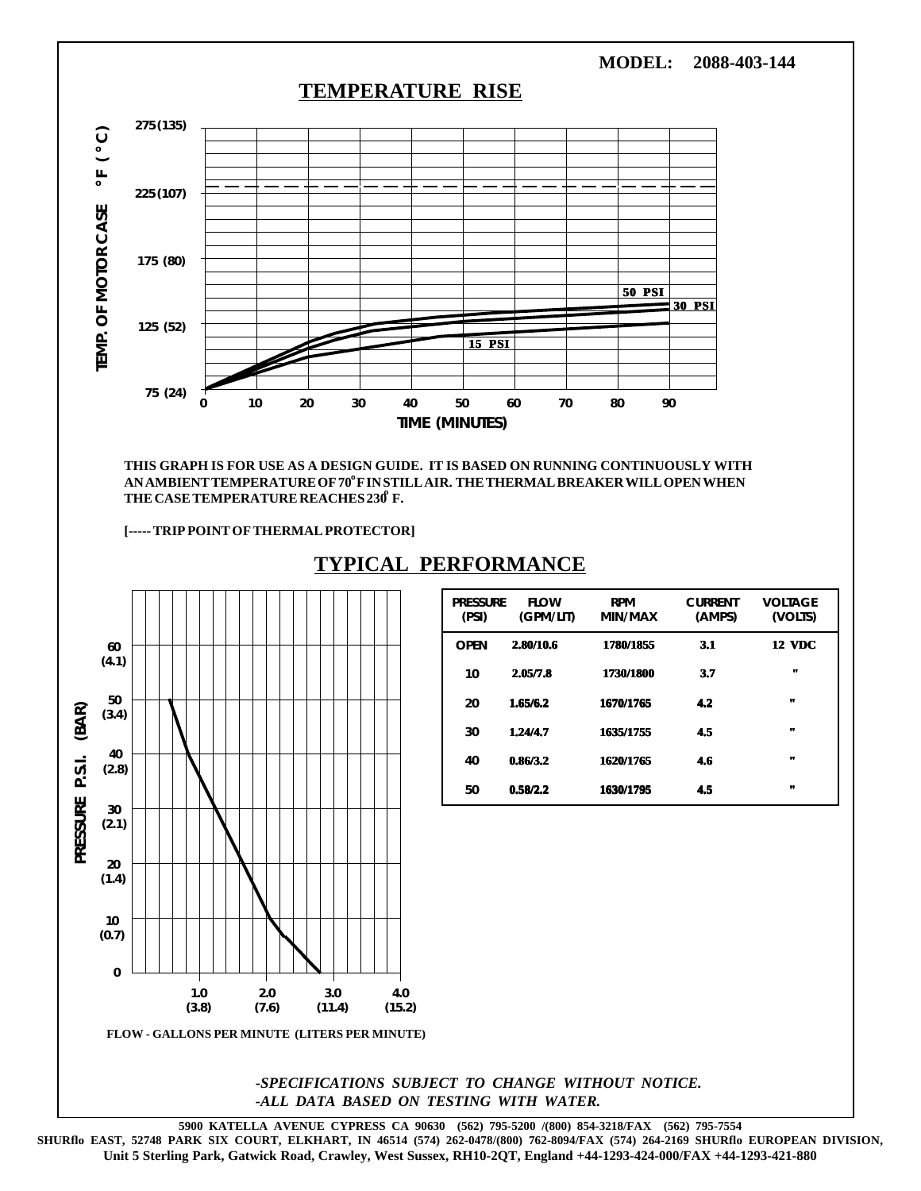**MODEL: 2088-403-144**

## TEMPERATURE RISE

TEMP. OF MOTOR CASE °F (°C)

275 (135)

225 (107)

175 (80)

125 (52)

75 (24)

0 10 20 30 40 50 60 70 80 90

TIME (MINUTES)

50 PSI

30 PSI

15 PSI

**THIS GRAPH IS FOR USE AS A DESIGN GUIDE. IT IS BASED ON RUNNING CONTINUOUSLY WITH AN AMBIENT TEMPERATURE OF 70°F IN STILL AIR. THE THERMAL BREAKER WILL OPEN WHEN THE CASE TEMPERATURE REACHES 230° F.**

**[----- TRIP POINT OF THERMAL PROTECTOR]**

## TYPICAL PERFORMANCE

PRESSURE P.S.I. (BAR)

60 (4.1)

50 (3.4)

40 (2.8)

30 (2.1)

20 (1.4)

10 (0.7)

0

1.0 (3.8)

2.0 (7.6)

3.0 (11.4)

4.0 (15.2)

FLOW - GALLONS PER MINUTE (LITERS PER MINUTE)

| PRESSURE (PSI) | FLOW (GPM/LIT) | RPM MIN/MAX | CURRENT (AMPS) | VOLTAGE (VOLTS) |
|---|---|---|---|---|
| OPEN | 2.80/10.6 | 1780/1855 | 3.1 | 12 VDC |
| 10 | 2.05/7.8 | 1730/1800 | 3.7 | " |
| 20 | 1.65/6.2 | 1670/1765 | 4.2 | " |
| 30 | 1.24/4.7 | 1635/1755 | 4.5 | " |
| 40 | 0.86/3.2 | 1620/1765 | 4.6 | " |
| 50 | 0.58/2.2 | 1630/1795 | 4.5 | " |

*-SPECIFICATIONS SUBJECT TO CHANGE WITHOUT NOTICE.*
*-ALL DATA BASED ON TESTING WITH WATER.*

5900 KATELLA AVENUE CYPRESS CA 90630 (562) 795-5200 /(800) 854-3218/FAX (562) 795-7554
SHURflo EAST, 52748 PARK SIX COURT, ELKHART, IN 46514 (574) 262-0478/(800) 762-8094/FAX (574) 264-2169 SHURflo EUROPEAN DIVISION, Unit 5 Sterling Park, Gatwick Road, Crawley, West Sussex, RH10-2QT, England +44-1293-424-000/FAX +44-1293-421-880